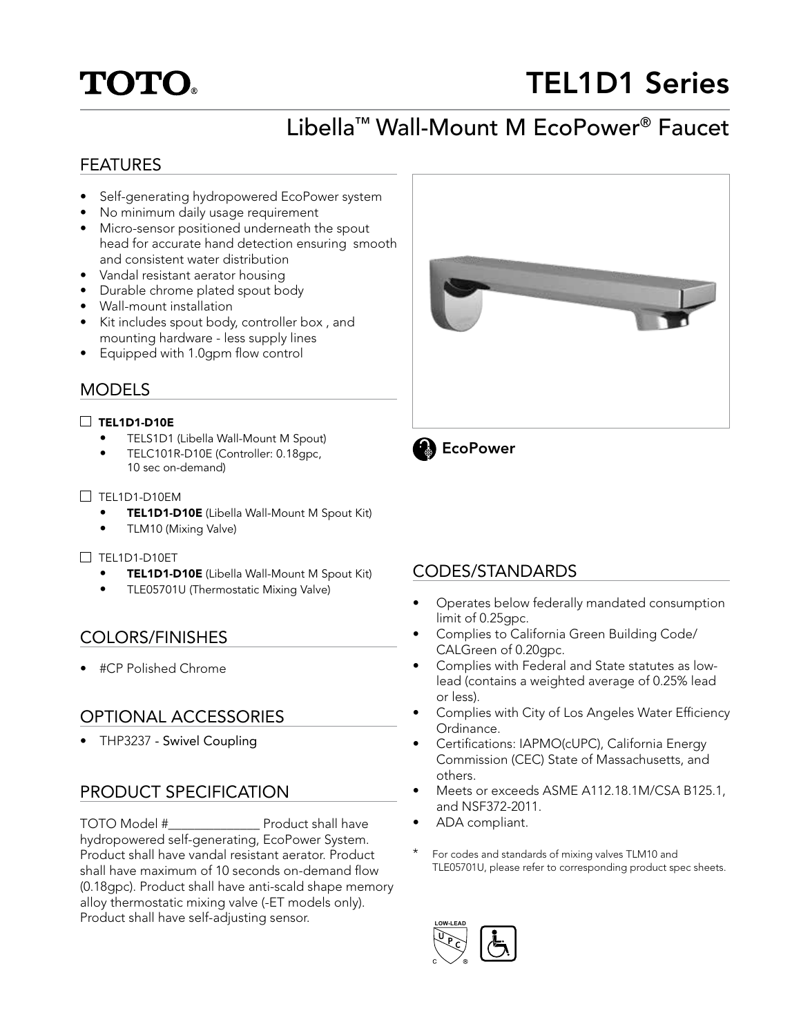TOTO®

# TEL1D1 Series

## Libella™ Wall-Mount M EcoPower® Faucet

### FEATURES

- Self-generating hydropowered EcoPower system
- No minimum daily usage requirement
- Micro-sensor positioned underneath the spout head for accurate hand detection ensuring smooth and consistent water distribution
- Vandal resistant aerator housing
- Durable chrome plated spout body
- Wall-mount installation
- Kit includes spout body, controller box , and mounting hardware - less supply lines
- Equipped with 1.0gpm flow control

EcoPower

### MODELS

☐ **TEL1D1-D10E**
- TELS1D1 (Libella Wall-Mount M Spout)
- TELC101R-D10E (Controller: 0.18gpc, 10 sec on-demand)

☐ TEL1D1-D10EM
- **TEL1D1-D10E** (Libella Wall-Mount M Spout Kit)
- TLM10 (Mixing Valve)

☐ TEL1D1-D10ET
- **TEL1D1-D10E** (Libella Wall-Mount M Spout Kit)
- TLE05701U (Thermostatic Mixing Valve)

### COLORS/FINISHES

- #CP Polished Chrome

### OPTIONAL ACCESSORIES

- THP3237 - Swivel Coupling

### PRODUCT SPECIFICATION

TOTO Model #______________ Product shall have hydropowered self-generating, EcoPower System. Product shall have vandal resistant aerator. Product shall have maximum of 10 seconds on-demand flow (0.18gpc). Product shall have anti-scald shape memory alloy thermostatic mixing valve (-ET models only). Product shall have self-adjusting sensor.

### CODES/STANDARDS

- Operates below federally mandated consumption limit of 0.25gpc.
- Complies to California Green Building Code/ CALGreen of 0.20gpc.
- Complies with Federal and State statutes as low-lead (contains a weighted average of 0.25% lead or less).
- Complies with City of Los Angeles Water Efficiency Ordinance.
- Certifications: IAPMO(cUPC), California Energy Commission (CEC) State of Massachusetts, and others.
- Meets or exceeds ASME A112.18.1M/CSA B125.1, and NSF372-2011.
- ADA compliant.

\* For codes and standards of mixing valves TLM10 and TLE05701U, please refer to corresponding product spec sheets.

LOW-LEAD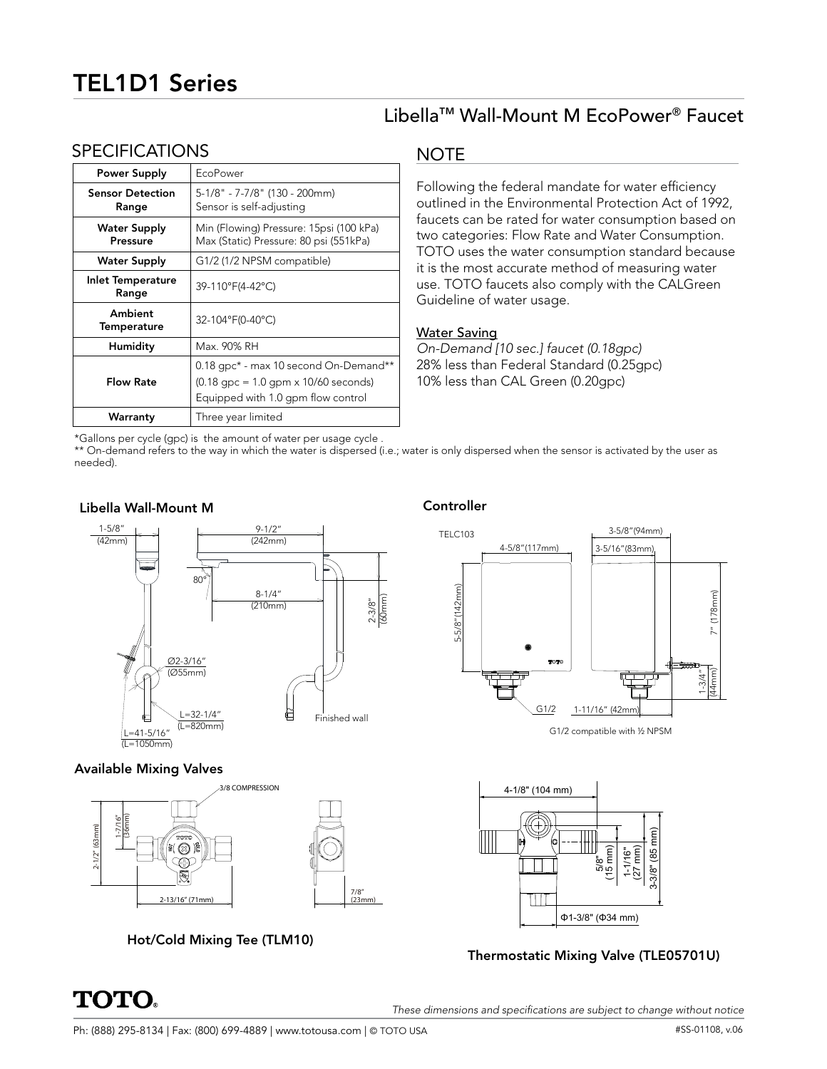# TEL1D1 Series

## Libella™ Wall-Mount M EcoPower® Faucet

## SPECIFICATIONS

| | |
|---|---|
| **Power Supply** | EcoPower |
| **Sensor Detection Range** | 5-1/8" - 7-7/8" (130 - 200mm) Sensor is self-adjusting |
| **Water Supply Pressure** | Min (Flowing) Pressure: 15psi (100 kPa) Max (Static) Pressure: 80 psi (551kPa) |
| **Water Supply** | G1/2 (1/2 NPSM compatible) |
| **Inlet Temperature Range** | 39-110°F(4-42°C) |
| **Ambient Temperature** | 32-104°F(0-40°C) |
| **Humidity** | Max. 90% RH |
| **Flow Rate** | 0.18 gpc* - max 10 second On-Demand** (0.18 gpc = 1.0 gpm x 10/60 seconds) Equipped with 1.0 gpm flow control |
| **Warranty** | Three year limited |

*Gallons per cycle (gpc) is the amount of water per usage cycle .

** On-demand refers to the way in which the water is dispersed (i.e.; water is only dispersed when the sensor is activated by the user as needed).

## NOTE

Following the federal mandate for water efficiency outlined in the Environmental Protection Act of 1992, faucets can be rated for water consumption based on two categories: Flow Rate and Water Consumption. TOTO uses the water consumption standard because it is the most accurate method of measuring water use. TOTO faucets also comply with the CALGreen Guideline of water usage.

**Water Saving**

*On-Demand [10 sec.] faucet (0.18gpc)*
28% less than Federal Standard (0.25gpc)
10% less than CAL Green (0.20gpc)

### Libella Wall-Mount M

1-5/8" (42mm)
9-1/2" (242mm)
80°
8-1/4" (210mm)
2-3/8" (60mm)
Ø2-3/16" (Ø55mm)
L=32-1/4" (L=820mm)
L=41-5/16" (L=1050mm)
Finished wall

### Controller

TELC103
4-5/8" (117mm)
3-5/8" (94mm)
3-5/16" (83mm)
5-5/8" (142mm)
7" (178mm)
1-3/4" (44mm)
G1/2
1-11/16" (42mm)
G1/2 compatible with ½ NPSM

### Available Mixing Valves

3/8 COMPRESSION
2-1/2" (63mm)
1-7/16" (36mm)
2-13/16" (71mm)
7/8" (23mm)

**Hot/Cold Mixing Tee (TLM10)**

4-1/8" (104 mm)
5/8" (15 mm)
1-1/16" (27 mm)
3-3/8" (85 mm)
Φ1-3/8" (Φ34 mm)

**Thermostatic Mixing Valve (TLE05701U)**

*These dimensions and specifications are subject to change without notice*

Ph: (888) 295-8134 | Fax: (800) 699-4889 | www.totousa.com | © TOTO USA

#SS-01108, v.06